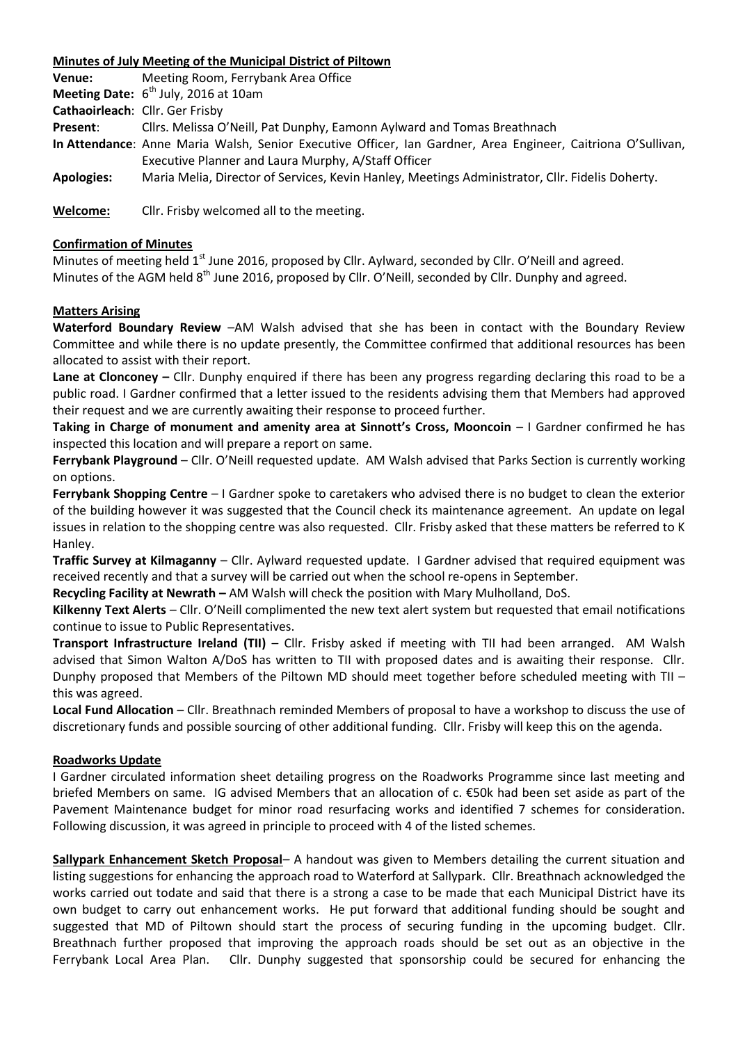**Minutes of July Meeting of the Municipal District of Piltown**

**Venue:** Meeting Room, Ferrybank Area Office
**Meeting Date:** 6th July, 2016 at 10am
**Cathaoirleach**: Cllr. Ger Frisby
**Present**: Cllrs. Melissa O'Neill, Pat Dunphy, Eamonn Aylward and Tomas Breathnach
**In Attendance**: Anne Maria Walsh, Senior Executive Officer, Ian Gardner, Area Engineer, Caitriona O'Sullivan, Executive Planner and Laura Murphy, A/Staff Officer
**Apologies:** Maria Melia, Director of Services, Kevin Hanley, Meetings Administrator, Cllr. Fidelis Doherty.

**Welcome:** Cllr. Frisby welcomed all to the meeting.

**Confirmation of Minutes**

Minutes of meeting held 1st June 2016, proposed by Cllr. Aylward, seconded by Cllr. O'Neill and agreed.
Minutes of the AGM held 8th June 2016, proposed by Cllr. O'Neill, seconded by Cllr. Dunphy and agreed.

**Matters Arising**

**Waterford Boundary Review** –AM Walsh advised that she has been in contact with the Boundary Review Committee and while there is no update presently, the Committee confirmed that additional resources has been allocated to assist with their report.

**Lane at Clonconey –** Cllr. Dunphy enquired if there has been any progress regarding declaring this road to be a public road. I Gardner confirmed that a letter issued to the residents advising them that Members had approved their request and we are currently awaiting their response to proceed further.

**Taking in Charge of monument and amenity area at Sinnott's Cross, Mooncoin** – I Gardner confirmed he has inspected this location and will prepare a report on same.

**Ferrybank Playground** – Cllr. O'Neill requested update. AM Walsh advised that Parks Section is currently working on options.

**Ferrybank Shopping Centre** – I Gardner spoke to caretakers who advised there is no budget to clean the exterior of the building however it was suggested that the Council check its maintenance agreement. An update on legal issues in relation to the shopping centre was also requested. Cllr. Frisby asked that these matters be referred to K Hanley.

**Traffic Survey at Kilmaganny** – Cllr. Aylward requested update. I Gardner advised that required equipment was received recently and that a survey will be carried out when the school re-opens in September.

**Recycling Facility at Newrath –** AM Walsh will check the position with Mary Mulholland, DoS.

**Kilkenny Text Alerts** – Cllr. O'Neill complimented the new text alert system but requested that email notifications continue to issue to Public Representatives.

**Transport Infrastructure Ireland (TII)** – Cllr. Frisby asked if meeting with TII had been arranged. AM Walsh advised that Simon Walton A/DoS has written to TII with proposed dates and is awaiting their response. Cllr. Dunphy proposed that Members of the Piltown MD should meet together before scheduled meeting with TII – this was agreed.

**Local Fund Allocation** – Cllr. Breathnach reminded Members of proposal to have a workshop to discuss the use of discretionary funds and possible sourcing of other additional funding. Cllr. Frisby will keep this on the agenda.

**Roadworks Update**

I Gardner circulated information sheet detailing progress on the Roadworks Programme since last meeting and briefed Members on same. IG advised Members that an allocation of c. €50k had been set aside as part of the Pavement Maintenance budget for minor road resurfacing works and identified 7 schemes for consideration. Following discussion, it was agreed in principle to proceed with 4 of the listed schemes.

**Sallypark Enhancement Sketch Proposal**– A handout was given to Members detailing the current situation and listing suggestions for enhancing the approach road to Waterford at Sallypark. Cllr. Breathnach acknowledged the works carried out todate and said that there is a strong a case to be made that each Municipal District have its own budget to carry out enhancement works. He put forward that additional funding should be sought and suggested that MD of Piltown should start the process of securing funding in the upcoming budget. Cllr. Breathnach further proposed that improving the approach roads should be set out as an objective in the Ferrybank Local Area Plan. Cllr. Dunphy suggested that sponsorship could be secured for enhancing the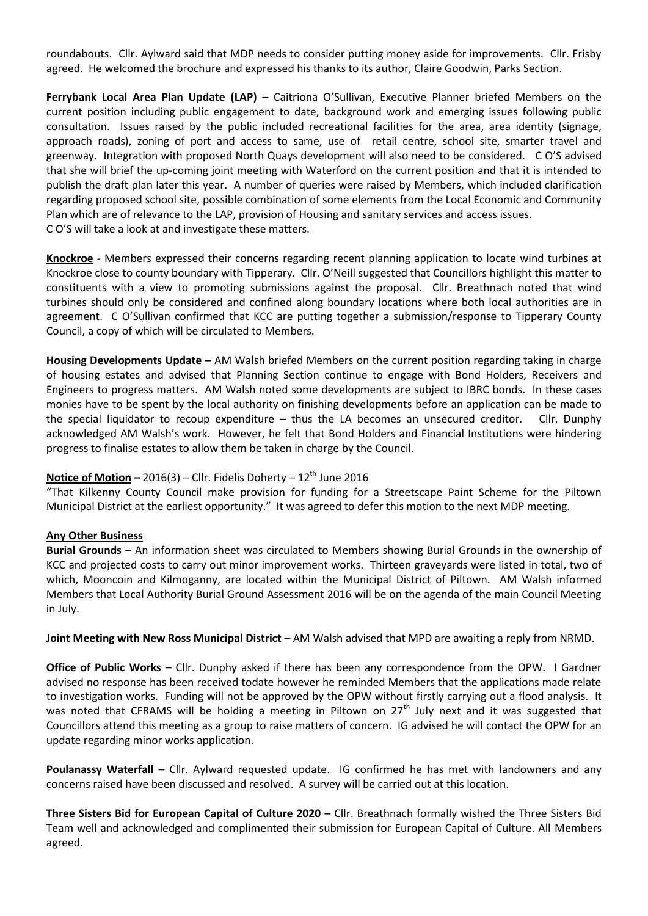roundabouts. Cllr. Aylward said that MDP needs to consider putting money aside for improvements. Cllr. Frisby agreed. He welcomed the brochure and expressed his thanks to its author, Claire Goodwin, Parks Section.

**Ferrybank Local Area Plan Update (LAP)** – Caitriona O'Sullivan, Executive Planner briefed Members on the current position including public engagement to date, background work and emerging issues following public consultation. Issues raised by the public included recreational facilities for the area, area identity (signage, approach roads), zoning of port and access to same, use of retail centre, school site, smarter travel and greenway. Integration with proposed North Quays development will also need to be considered. C O'S advised that she will brief the up-coming joint meeting with Waterford on the current position and that it is intended to publish the draft plan later this year. A number of queries were raised by Members, which included clarification regarding proposed school site, possible combination of some elements from the Local Economic and Community Plan which are of relevance to the LAP, provision of Housing and sanitary services and access issues.
C O'S will take a look at and investigate these matters.

**Knockroe** - Members expressed their concerns regarding recent planning application to locate wind turbines at Knockroe close to county boundary with Tipperary. Cllr. O'Neill suggested that Councillors highlight this matter to constituents with a view to promoting submissions against the proposal. Cllr. Breathnach noted that wind turbines should only be considered and confined along boundary locations where both local authorities are in agreement. C O'Sullivan confirmed that KCC are putting together a submission/response to Tipperary County Council, a copy of which will be circulated to Members.

**Housing Developments Update –** AM Walsh briefed Members on the current position regarding taking in charge of housing estates and advised that Planning Section continue to engage with Bond Holders, Receivers and Engineers to progress matters. AM Walsh noted some developments are subject to IBRC bonds. In these cases monies have to be spent by the local authority on finishing developments before an application can be made to the special liquidator to recoup expenditure – thus the LA becomes an unsecured creditor. Cllr. Dunphy acknowledged AM Walsh's work. However, he felt that Bond Holders and Financial Institutions were hindering progress to finalise estates to allow them be taken in charge by the Council.

**Notice of Motion –** 2016(3) – Cllr. Fidelis Doherty – 12th June 2016
"That Kilkenny County Council make provision for funding for a Streetscape Paint Scheme for the Piltown Municipal District at the earliest opportunity." It was agreed to defer this motion to the next MDP meeting.

**Any Other Business**

**Burial Grounds –** An information sheet was circulated to Members showing Burial Grounds in the ownership of KCC and projected costs to carry out minor improvement works. Thirteen graveyards were listed in total, two of which, Mooncoin and Kilmoganny, are located within the Municipal District of Piltown. AM Walsh informed Members that Local Authority Burial Ground Assessment 2016 will be on the agenda of the main Council Meeting in July.

**Joint Meeting with New Ross Municipal District** – AM Walsh advised that MPD are awaiting a reply from NRMD.

**Office of Public Works** – Cllr. Dunphy asked if there has been any correspondence from the OPW. I Gardner advised no response has been received todate however he reminded Members that the applications made relate to investigation works. Funding will not be approved by the OPW without firstly carrying out a flood analysis. It was noted that CFRAMS will be holding a meeting in Piltown on 27th July next and it was suggested that Councillors attend this meeting as a group to raise matters of concern. IG advised he will contact the OPW for an update regarding minor works application.

**Poulanassy Waterfall** – Cllr. Aylward requested update. IG confirmed he has met with landowners and any concerns raised have been discussed and resolved. A survey will be carried out at this location.

**Three Sisters Bid for European Capital of Culture 2020 –** Cllr. Breathnach formally wished the Three Sisters Bid Team well and acknowledged and complimented their submission for European Capital of Culture. All Members agreed.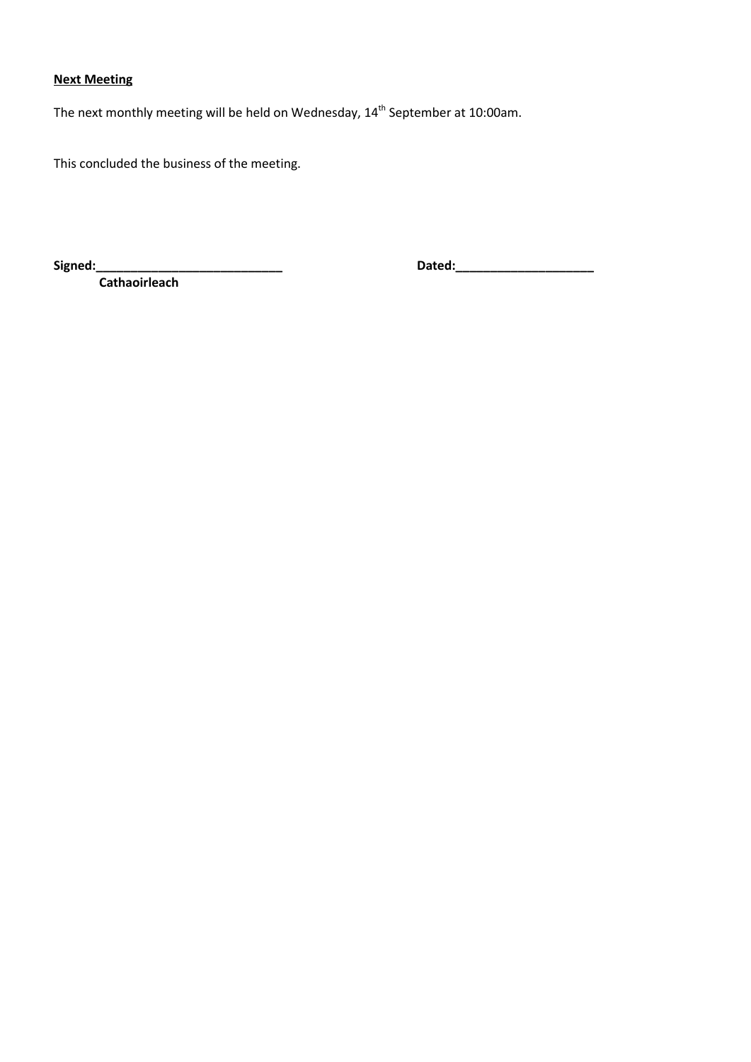**Next Meeting**

The next monthly meeting will be held on Wednesday, 14th September at 10:00am.

This concluded the business of the meeting.

**Signed:___________________________** **Dated:____________________**
**Cathaoirleach**